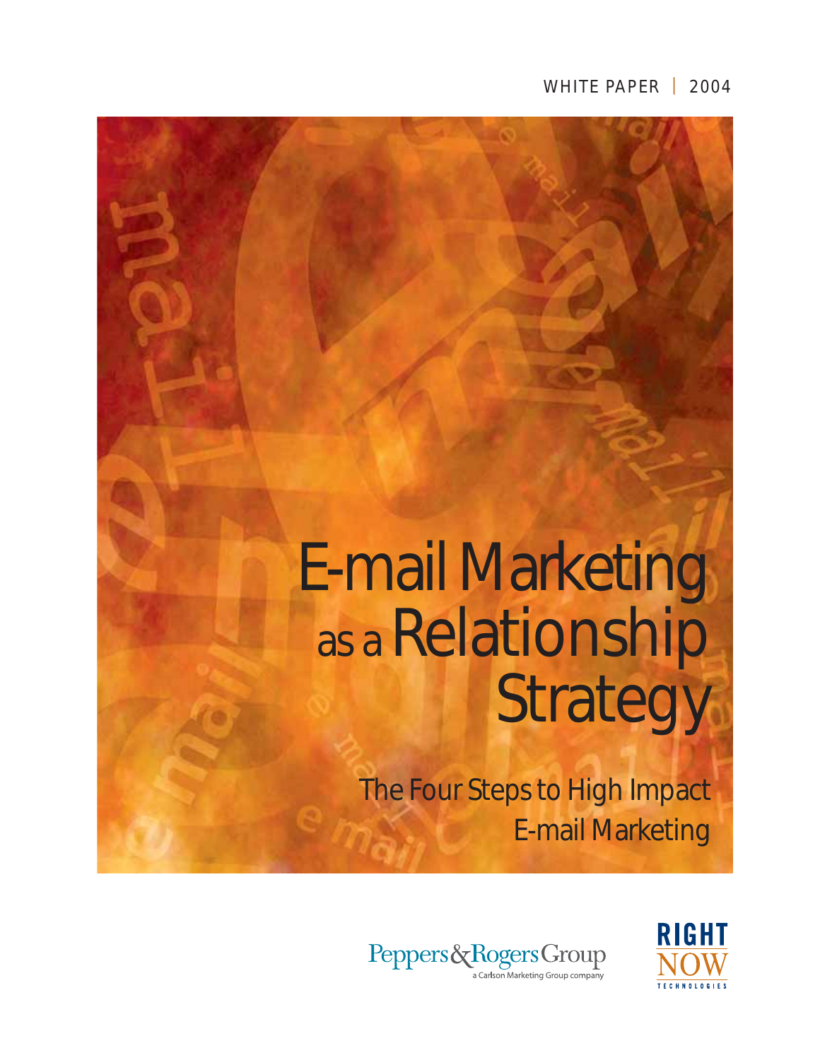WHITE PAPER | 2004

# E-mail Marketing as a Relationship Strategy

## The Four Steps to High Impact E-mail Marketing

Peppers & Rogers Group
a Carlson Marketing Group company

RIGHT NOW TECHNOLOGIES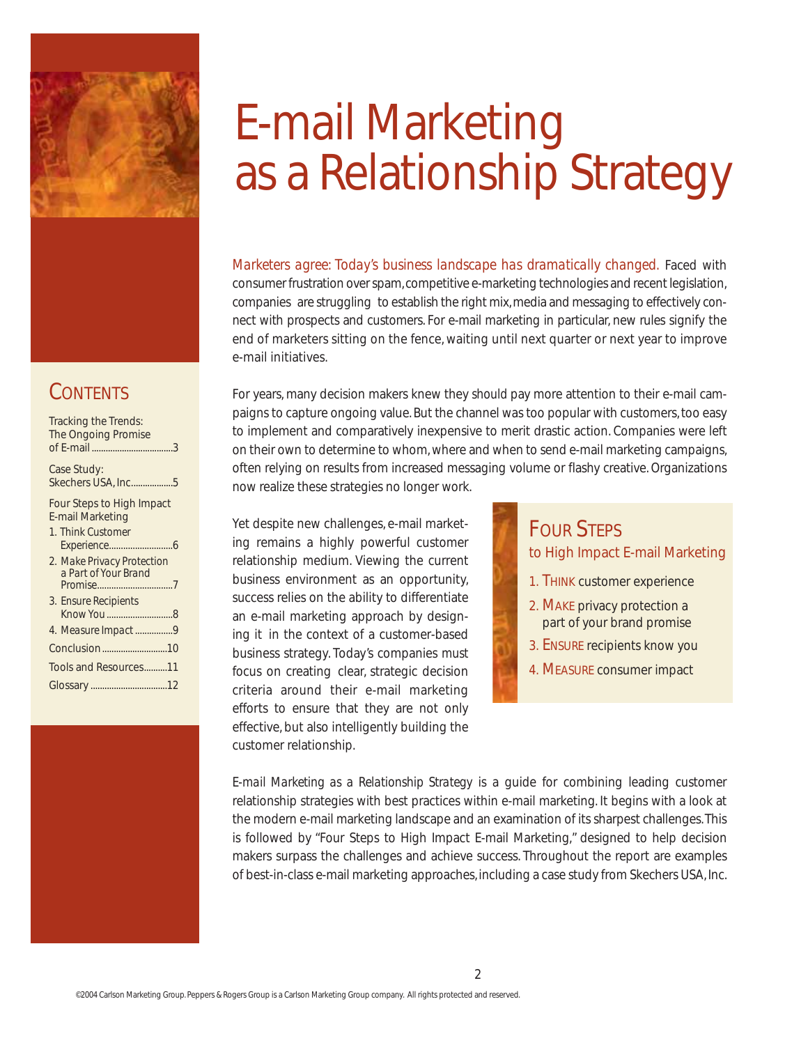# E-mail Marketing as a Relationship Strategy

## Contents

- Tracking the Trends: The Ongoing Promise of E-mail .......... 3
- Case Study: Skechers USA, Inc. .......... 5
- Four Steps to High Impact E-mail Marketing
  1. Think Customer Experience .......... 6
  2. Make Privacy Protection a Part of Your Brand Promise .......... 7
  3. Ensure Recipients Know You .......... 8
  4. Measure Impact .......... 9
- Conclusion .......... 10
- Tools and Resources .......... 11
- Glossary .......... 12

*Marketers agree: Today's business landscape has dramatically changed.* Faced with consumer frustration over spam, competitive e-marketing technologies and recent legislation, companies are struggling to establish the right mix, media and messaging to effectively connect with prospects and customers. For e-mail marketing in particular, new rules signify the end of marketers sitting on the fence, waiting until next quarter or next year to improve e-mail initiatives.

For years, many decision makers knew they should pay more attention to their e-mail campaigns to capture ongoing value. But the channel was too popular with customers, too easy to implement and comparatively inexpensive to merit drastic action. Companies were left on their own to determine to whom, where and when to send e-mail marketing campaigns, often relying on results from increased messaging volume or flashy creative. Organizations now realize these strategies no longer work.

Yet despite new challenges, e-mail marketing remains a highly powerful customer relationship medium. Viewing the current business environment as an opportunity, success relies on the ability to differentiate an e-mail marketing approach by designing it in the context of a customer-based business strategy. Today's companies must focus on creating clear, strategic decision criteria around their e-mail marketing efforts to ensure that they are not only effective, but also intelligently building the customer relationship.

> ### Four Steps to High Impact E-mail Marketing
>
> 1. THINK customer experience
> 2. MAKE privacy protection a part of your brand promise
> 3. ENSURE recipients know you
> 4. MEASURE consumer impact

*E-mail Marketing as a Relationship Strategy* is a guide for combining leading customer relationship strategies with best practices within e-mail marketing. It begins with a look at the modern e-mail marketing landscape and an examination of its sharpest challenges. This is followed by "Four Steps to High Impact E-mail Marketing," designed to help decision makers surpass the challenges and achieve success. Throughout the report are examples of best-in-class e-mail marketing approaches, including a case study from Skechers USA, Inc.

©2004 Carlson Marketing Group. Peppers & Rogers Group is a Carlson Marketing Group company. All rights protected and reserved.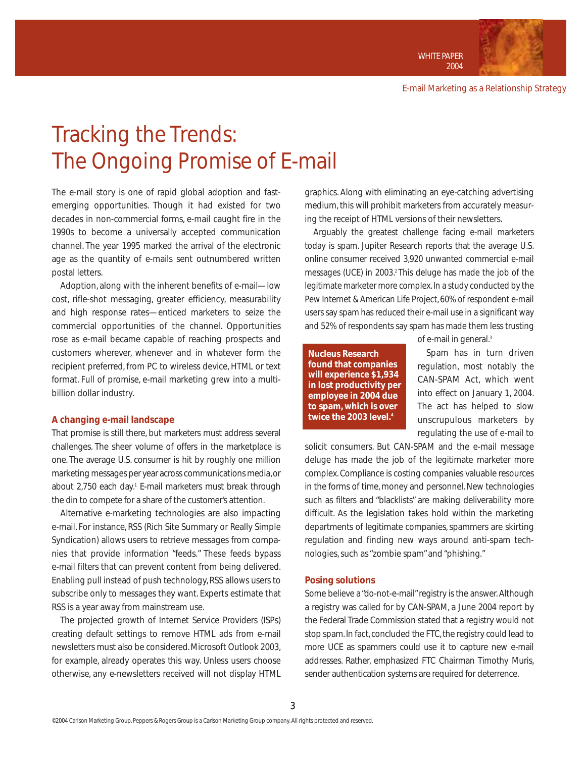# Tracking the Trends: The Ongoing Promise of E-mail

The e-mail story is one of rapid global adoption and fast-emerging opportunities. Though it had existed for two decades in non-commercial forms, e-mail caught fire in the 1990s to become a universally accepted communication channel. The year 1995 marked the arrival of the electronic age as the quantity of e-mails sent outnumbered written postal letters.

Adoption, along with the inherent benefits of e-mail—low cost, rifle-shot messaging, greater efficiency, measurability and high response rates—enticed marketers to seize the commercial opportunities of the channel. Opportunities rose as e-mail became capable of reaching prospects and customers wherever, whenever and in whatever form the recipient preferred, from PC to wireless device, HTML or text format. Full of promise, e-mail marketing grew into a multi-billion dollar industry.

### A changing e-mail landscape

That promise is still there, but marketers must address several challenges. The sheer volume of offers in the marketplace is one. The average U.S. consumer is hit by roughly one million marketing messages per year across communications media, or about 2,750 each day.[1] E-mail marketers must break through the din to compete for a share of the customer's attention.

Alternative e-marketing technologies are also impacting e-mail. For instance, RSS (Rich Site Summary or Really Simple Syndication) allows users to retrieve messages from companies that provide information "feeds." These feeds bypass e-mail filters that can prevent content from being delivered. Enabling pull instead of push technology, RSS allows users to subscribe only to messages they want. Experts estimate that RSS is a year away from mainstream use.

The projected growth of Internet Service Providers (ISPs) creating default settings to remove HTML ads from e-mail newsletters must also be considered. Microsoft Outlook 2003, for example, already operates this way. Unless users choose otherwise, any e-newsletters received will not display HTML graphics. Along with eliminating an eye-catching advertising medium, this will prohibit marketers from accurately measuring the receipt of HTML versions of their newsletters.

Arguably the greatest challenge facing e-mail marketers today is spam. Jupiter Research reports that the average U.S. online consumer received 3,920 unwanted commercial e-mail messages (UCE) in 2003.[2] This deluge has made the job of the legitimate marketer more complex. In a study conducted by the Pew Internet & American Life Project, 60% of respondent e-mail users say spam has reduced their e-mail use in a significant way and 52% of respondents say spam has made them less trusting of e-mail in general.[3]

**Nucleus Research found that companies will experience $1,934 in lost productivity per employee in 2004 due to spam, which is over twice the 2003 level.[4]**

Spam has in turn driven regulation, most notably the CAN-SPAM Act, which went into effect on January 1, 2004. The act has helped to slow unscrupulous marketers by regulating the use of e-mail to solicit consumers. But CAN-SPAM and the e-mail message deluge has made the job of the legitimate marketer more complex. Compliance is costing companies valuable resources in the forms of time, money and personnel. New technologies such as filters and "blacklists" are making deliverability more difficult. As the legislation takes hold within the marketing departments of legitimate companies, spammers are skirting regulation and finding new ways around anti-spam technologies, such as "zombie spam" and "phishing."

### Posing solutions

Some believe a "do-not-e-mail" registry is the answer. Although a registry was called for by CAN-SPAM, a June 2004 report by the Federal Trade Commission stated that a registry would not stop spam. In fact, concluded the FTC, the registry could lead to more UCE as spammers could use it to capture new e-mail addresses. Rather, emphasized FTC Chairman Timothy Muris, sender authentication systems are required for deterrence.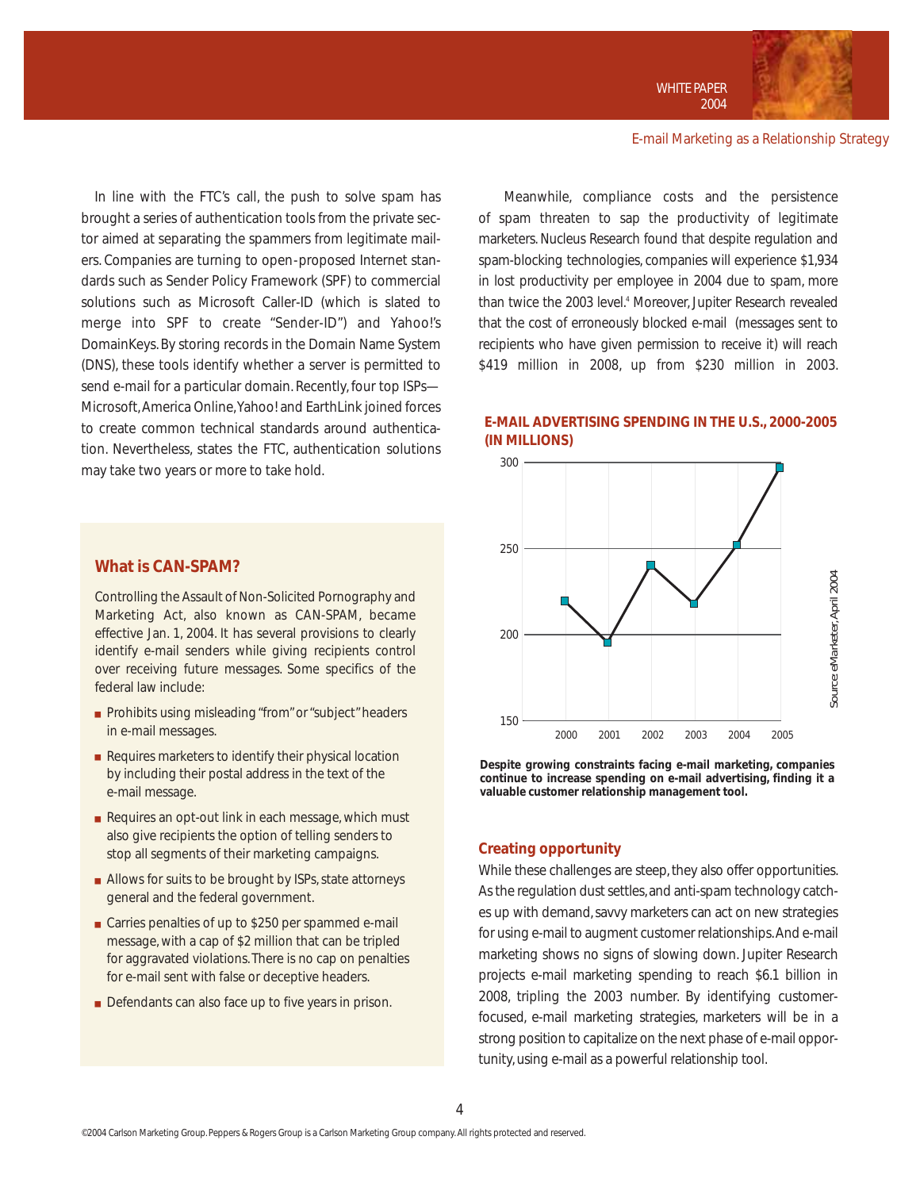In line with the FTC's call, the push to solve spam has brought a series of authentication tools from the private sector aimed at separating the spammers from legitimate mailers. Companies are turning to open-proposed Internet standards such as Sender Policy Framework (SPF) to commercial solutions such as Microsoft Caller-ID (which is slated to merge into SPF to create "Sender-ID") and Yahoo!'s DomainKeys. By storing records in the Domain Name System (DNS), these tools identify whether a server is permitted to send e-mail for a particular domain. Recently, four top ISPs—Microsoft, America Online, Yahoo! and EarthLink joined forces to create common technical standards around authentication. Nevertheless, states the FTC, authentication solutions may take two years or more to take hold.

## What is CAN-SPAM?

Controlling the Assault of Non-Solicited Pornography and Marketing Act, also known as CAN-SPAM, became effective Jan. 1, 2004. It has several provisions to clearly identify e-mail senders while giving recipients control over receiving future messages. Some specifics of the federal law include:

- Prohibits using misleading "from" or "subject" headers in e-mail messages.
- Requires marketers to identify their physical location by including their postal address in the text of the e-mail message.
- Requires an opt-out link in each message, which must also give recipients the option of telling senders to stop all segments of their marketing campaigns.
- Allows for suits to be brought by ISPs, state attorneys general and the federal government.
- Carries penalties of up to $250 per spammed e-mail message, with a cap of $2 million that can be tripled for aggravated violations. There is no cap on penalties for e-mail sent with false or deceptive headers.
- Defendants can also face up to five years in prison.

Meanwhile, compliance costs and the persistence of spam threaten to sap the productivity of legitimate marketers. Nucleus Research found that despite regulation and spam-blocking technologies, companies will experience $1,934 in lost productivity per employee in 2004 due to spam, more than twice the 2003 level.[4] Moreover, Jupiter Research revealed that the cost of erroneously blocked e-mail (messages sent to recipients who have given permission to receive it) will reach $419 million in 2008, up from $230 million in 2003.

**E-MAIL ADVERTISING SPENDING IN THE U.S., 2000-2005 (IN MILLIONS)**

| Year | Spending (millions) |
|---|---|
| 2000 | ~219 |
| 2001 | ~195 |
| 2002 | ~240 |
| 2003 | ~218 |
| 2004 | ~251 |
| 2005 | ~297 |

*Source eMarketer, April 2004*

**Despite growing constraints facing e-mail marketing, companies continue to increase spending on e-mail advertising, finding it a valuable customer relationship management tool.**

### Creating opportunity

While these challenges are steep, they also offer opportunities. As the regulation dust settles, and anti-spam technology catches up with demand, savvy marketers can act on new strategies for using e-mail to augment customer relationships. And e-mail marketing shows no signs of slowing down. Jupiter Research projects e-mail marketing spending to reach $6.1 billion in 2008, tripling the 2003 number. By identifying customer-focused, e-mail marketing strategies, marketers will be in a strong position to capitalize on the next phase of e-mail opportunity, using e-mail as a powerful relationship tool.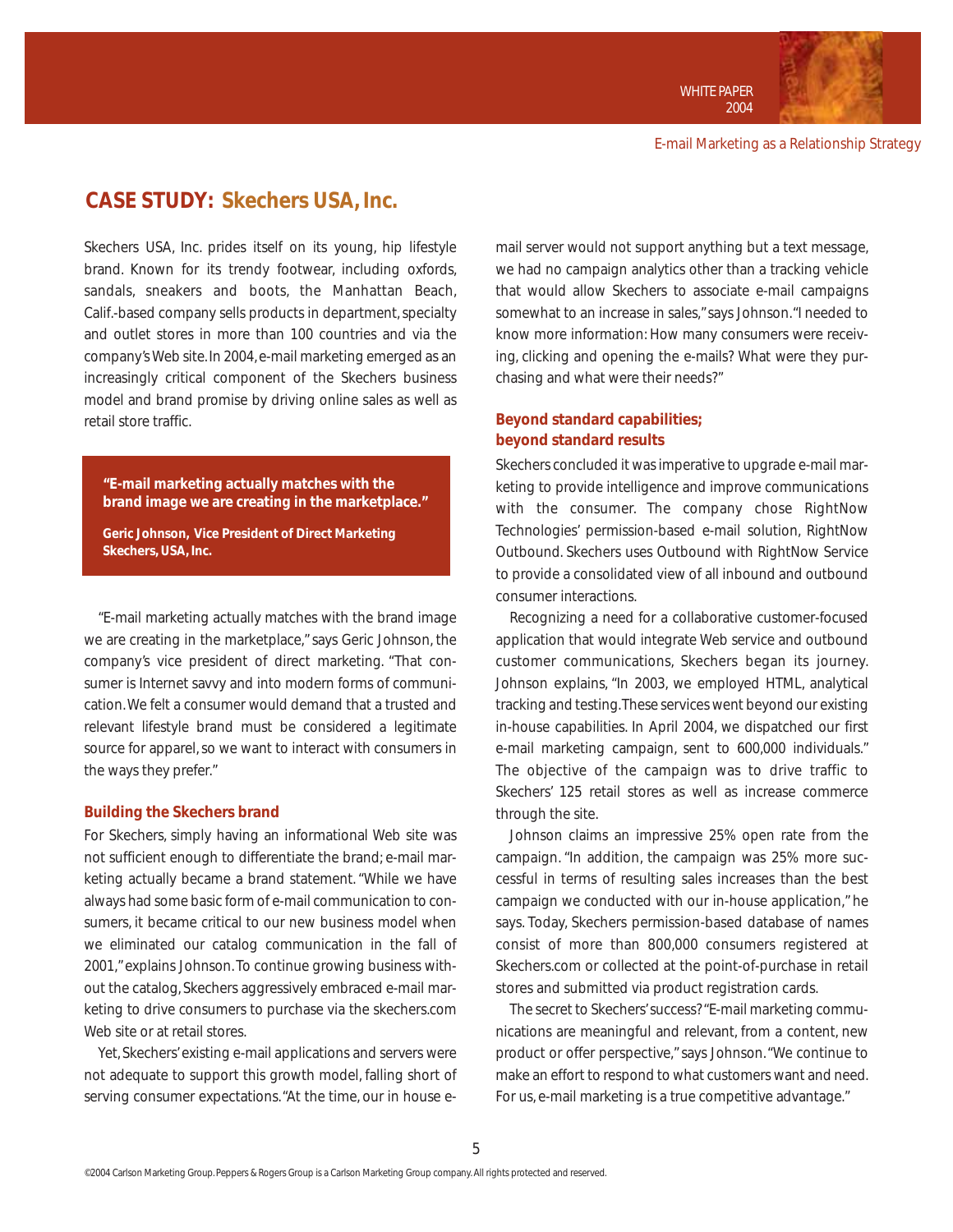## CASE STUDY: Skechers USA, Inc.

Skechers USA, Inc. prides itself on its young, hip lifestyle brand. Known for its trendy footwear, including oxfords, sandals, sneakers and boots, the Manhattan Beach, Calif.-based company sells products in department, specialty and outlet stores in more than 100 countries and via the company's Web site. In 2004, e-mail marketing emerged as an increasingly critical component of the Skechers business model and brand promise by driving online sales as well as retail store traffic.

> **"E-mail marketing actually matches with the brand image we are creating in the marketplace."**
>
> **Geric Johnson, Vice President of Direct Marketing Skechers, USA, Inc.**

"E-mail marketing actually matches with the brand image we are creating in the marketplace," says Geric Johnson, the company's vice president of direct marketing. "That consumer is Internet savvy and into modern forms of communication. We felt a consumer would demand that a trusted and relevant lifestyle brand must be considered a legitimate source for apparel, so we want to interact with consumers in the ways they prefer."

### Building the Skechers brand

For Skechers, simply having an informational Web site was not sufficient enough to differentiate the brand; e-mail marketing actually became a brand statement. "While we have always had some basic form of e-mail communication to consumers, it became critical to our new business model when we eliminated our catalog communication in the fall of 2001," explains Johnson. To continue growing business without the catalog, Skechers aggressively embraced e-mail marketing to drive consumers to purchase via the skechers.com Web site or at retail stores.

Yet, Skechers' existing e-mail applications and servers were not adequate to support this growth model, falling short of serving consumer expectations. "At the time, our in house e-mail server would not support anything but a text message, we had no campaign analytics other than a tracking vehicle that would allow Skechers to associate e-mail campaigns somewhat to an increase in sales," says Johnson. "I needed to know more information: How many consumers were receiving, clicking and opening the e-mails? What were they purchasing and what were their needs?"

### Beyond standard capabilities; beyond standard results

Skechers concluded it was imperative to upgrade e-mail marketing to provide intelligence and improve communications with the consumer. The company chose RightNow Technologies' permission-based e-mail solution, RightNow Outbound. Skechers uses Outbound with RightNow Service to provide a consolidated view of all inbound and outbound consumer interactions.

Recognizing a need for a collaborative customer-focused application that would integrate Web service and outbound customer communications, Skechers began its journey. Johnson explains, "In 2003, we employed HTML, analytical tracking and testing. These services went beyond our existing in-house capabilities. In April 2004, we dispatched our first e-mail marketing campaign, sent to 600,000 individuals." The objective of the campaign was to drive traffic to Skechers' 125 retail stores as well as increase commerce through the site.

Johnson claims an impressive 25% open rate from the campaign. "In addition, the campaign was 25% more successful in terms of resulting sales increases than the best campaign we conducted with our in-house application," he says. Today, Skechers permission-based database of names consist of more than 800,000 consumers registered at Skechers.com or collected at the point-of-purchase in retail stores and submitted via product registration cards.

The secret to Skechers' success? "E-mail marketing communications are meaningful and relevant, from a content, new product or offer perspective," says Johnson. "We continue to make an effort to respond to what customers want and need. For us, e-mail marketing is a true competitive advantage."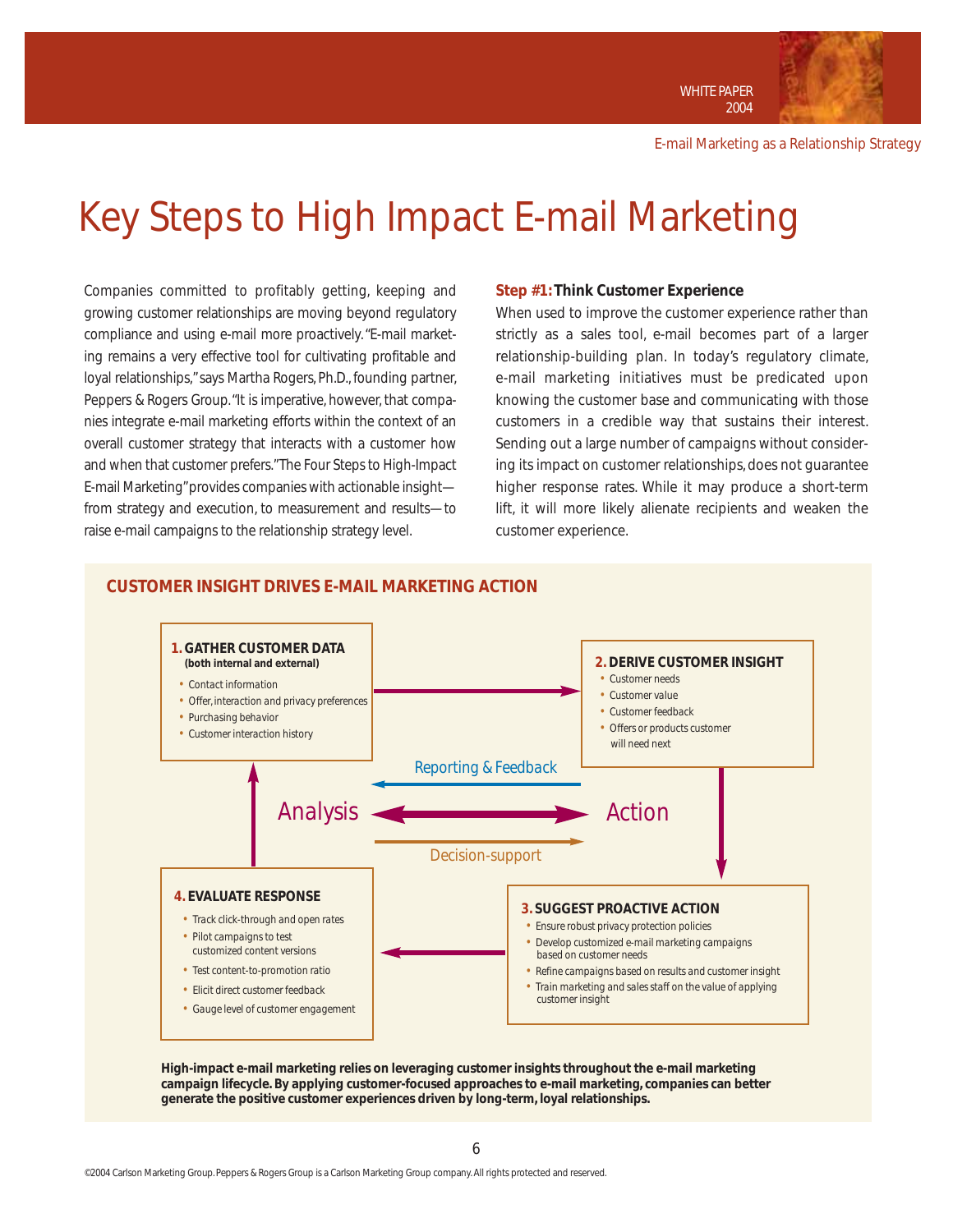# Key Steps to High Impact E-mail Marketing

Companies committed to profitably getting, keeping and growing customer relationships are moving beyond regulatory compliance and using e-mail more proactively. "E-mail marketing remains a very effective tool for cultivating profitable and loyal relationships," says Martha Rogers, Ph.D., founding partner, Peppers & Rogers Group. "It is imperative, however, that companies integrate e-mail marketing efforts within the context of an overall customer strategy that interacts with a customer how and when that customer prefers." The Four Steps to High-Impact E-mail Marketing" provides companies with actionable insight—from strategy and execution, to measurement and results—to raise e-mail campaigns to the relationship strategy level.

**Step #1: Think Customer Experience**

When used to improve the customer experience rather than strictly as a sales tool, e-mail becomes part of a larger relationship-building plan. In today's regulatory climate, e-mail marketing initiatives must be predicated upon knowing the customer base and communicating with those customers in a credible way that sustains their interest. Sending out a large number of campaigns without considering its impact on customer relationships, does not guarantee higher response rates. While it may produce a short-term lift, it will more likely alienate recipients and weaken the customer experience.

## CUSTOMER INSIGHT DRIVES E-MAIL MARKETING ACTION

**1. GATHER CUSTOMER DATA** (both internal and external)
- Contact information
- Offer, interaction and privacy preferences
- Purchasing behavior
- Customer interaction history

**2. DERIVE CUSTOMER INSIGHT**
- Customer needs
- Customer value
- Customer feedback
- Offers or products customer will need next

**3. SUGGEST PROACTIVE ACTION**
- Ensure robust privacy protection policies
- Develop customized e-mail marketing campaigns based on customer needs
- Refine campaigns based on results and customer insight
- Train marketing and sales staff on the value of applying customer insight

**4. EVALUATE RESPONSE**
- Track click-through and open rates
- Pilot campaigns to test customized content versions
- Test content-to-promotion ratio
- Elicit direct customer feedback
- Gauge level of customer engagement

Analysis ↔ Action

Reporting & Feedback

Decision-support

**High-impact e-mail marketing relies on leveraging customer insights throughout the e-mail marketing campaign lifecycle. By applying customer-focused approaches to e-mail marketing, companies can better generate the positive customer experiences driven by long-term, loyal relationships.**

©2004 Carlson Marketing Group. Peppers & Rogers Group is a Carlson Marketing Group company. All rights protected and reserved.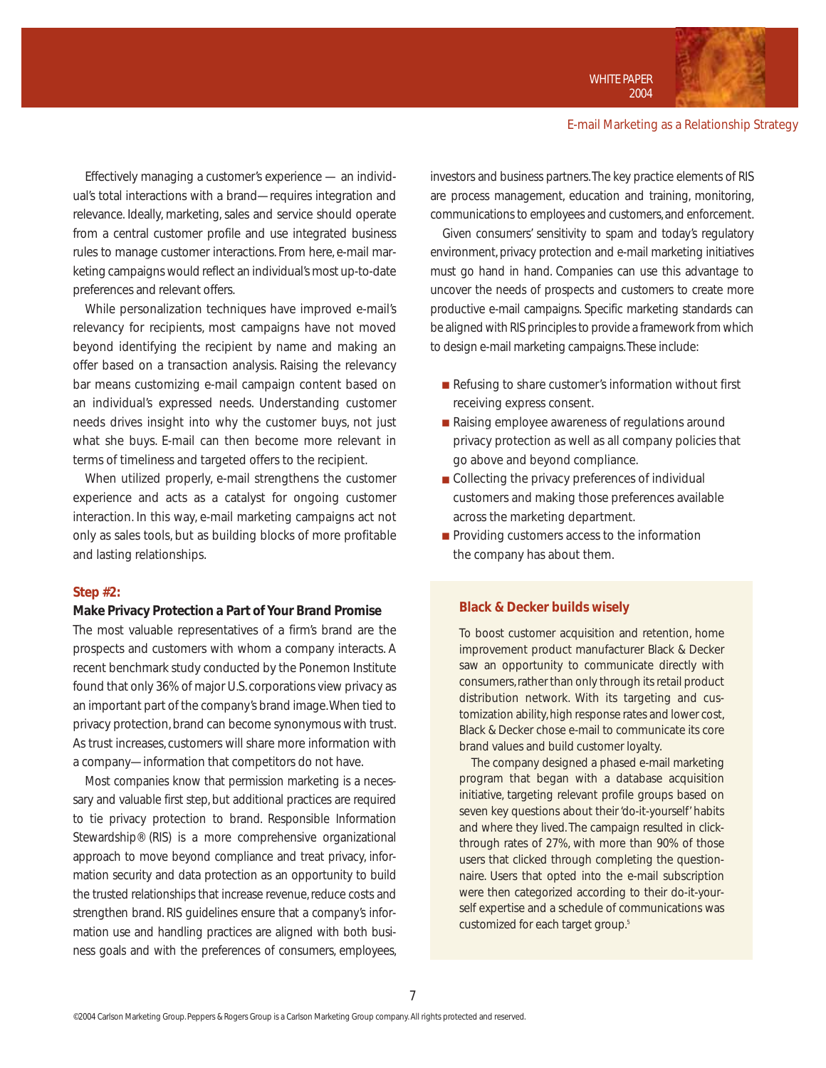Effectively managing a customer's experience — an individual's total interactions with a brand—requires integration and relevance. Ideally, marketing, sales and service should operate from a central customer profile and use integrated business rules to manage customer interactions. From here, e-mail marketing campaigns would reflect an individual's most up-to-date preferences and relevant offers.

While personalization techniques have improved e-mail's relevancy for recipients, most campaigns have not moved beyond identifying the recipient by name and making an offer based on a transaction analysis. Raising the relevancy bar means customizing e-mail campaign content based on an individual's expressed needs. Understanding customer needs drives insight into why the customer buys, not just what she buys. E-mail can then become more relevant in terms of timeliness and targeted offers to the recipient.

When utilized properly, e-mail strengthens the customer experience and acts as a catalyst for ongoing customer interaction. In this way, e-mail marketing campaigns act not only as sales tools, but as building blocks of more profitable and lasting relationships.

## Step #2:

### Make Privacy Protection a Part of Your Brand Promise

The most valuable representatives of a firm's brand are the prospects and customers with whom a company interacts. A recent benchmark study conducted by the Ponemon Institute found that only 36% of major U.S. corporations view privacy as an important part of the company's brand image. When tied to privacy protection, brand can become synonymous with trust. As trust increases, customers will share more information with a company—information that competitors do not have.

Most companies know that permission marketing is a necessary and valuable first step, but additional practices are required to tie privacy protection to brand. Responsible Information Stewardship® (RIS) is a more comprehensive organizational approach to move beyond compliance and treat privacy, information security and data protection as an opportunity to build the trusted relationships that increase revenue, reduce costs and strengthen brand. RIS guidelines ensure that a company's information use and handling practices are aligned with both business goals and with the preferences of consumers, employees, investors and business partners. The key practice elements of RIS are process management, education and training, monitoring, communications to employees and customers, and enforcement.

Given consumers' sensitivity to spam and today's regulatory environment, privacy protection and e-mail marketing initiatives must go hand in hand. Companies can use this advantage to uncover the needs of prospects and customers to create more productive e-mail campaigns. Specific marketing standards can be aligned with RIS principles to provide a framework from which to design e-mail marketing campaigns. These include:

- Refusing to share customer's information without first receiving express consent.
- Raising employee awareness of regulations around privacy protection as well as all company policies that go above and beyond compliance.
- Collecting the privacy preferences of individual customers and making those preferences available across the marketing department.
- Providing customers access to the information the company has about them.

**Black & Decker builds wisely**

To boost customer acquisition and retention, home improvement product manufacturer Black & Decker saw an opportunity to communicate directly with consumers, rather than only through its retail product distribution network. With its targeting and customization ability, high response rates and lower cost, Black & Decker chose e-mail to communicate its core brand values and build customer loyalty.

The company designed a phased e-mail marketing program that began with a database acquisition initiative, targeting relevant profile groups based on seven key questions about their 'do-it-yourself' habits and where they lived. The campaign resulted in click-through rates of 27%, with more than 90% of those users that clicked through completing the questionnaire. Users that opted into the e-mail subscription were then categorized according to their do-it-yourself expertise and a schedule of communications was customized for each target group.[5]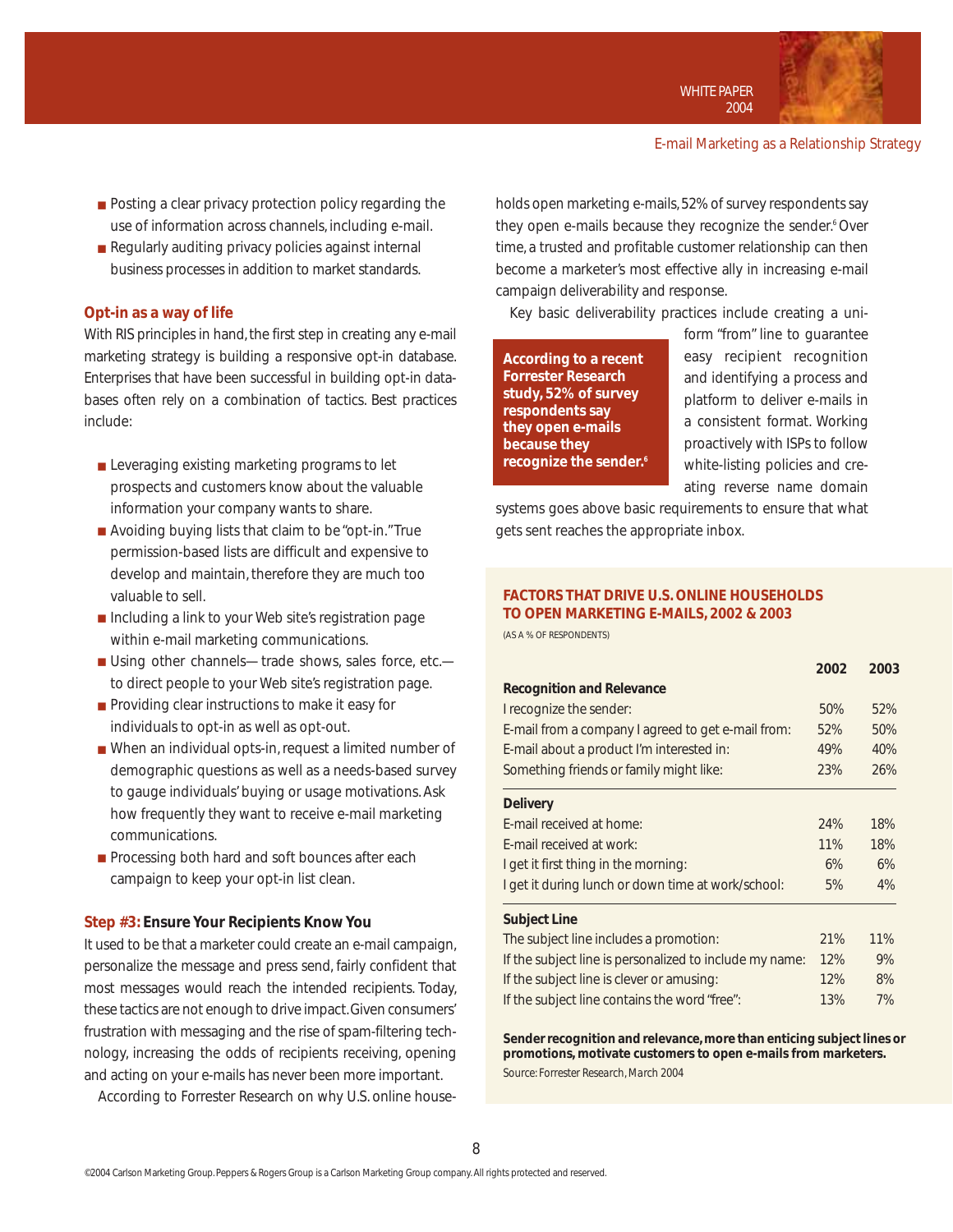- Posting a clear privacy protection policy regarding the use of information across channels, including e-mail.
- Regularly auditing privacy policies against internal business processes in addition to market standards.

### Opt-in as a way of life

With RIS principles in hand, the first step in creating any e-mail marketing strategy is building a responsive opt-in database. Enterprises that have been successful in building opt-in databases often rely on a combination of tactics. Best practices include:

- Leveraging existing marketing programs to let prospects and customers know about the valuable information your company wants to share.
- Avoiding buying lists that claim to be "opt-in." True permission-based lists are difficult and expensive to develop and maintain, therefore they are much too valuable to sell.
- Including a link to your Web site's registration page within e-mail marketing communications.
- Using other channels— trade shows, sales force, etc.— to direct people to your Web site's registration page.
- Providing clear instructions to make it easy for individuals to opt-in as well as opt-out.
- When an individual opts-in, request a limited number of demographic questions as well as a needs-based survey to gauge individuals' buying or usage motivations. Ask how frequently they want to receive e-mail marketing communications.
- Processing both hard and soft bounces after each campaign to keep your opt-in list clean.

### Step #3: Ensure Your Recipients Know You

It used to be that a marketer could create an e-mail campaign, personalize the message and press send, fairly confident that most messages would reach the intended recipients. Today, these tactics are not enough to drive impact. Given consumers' frustration with messaging and the rise of spam-filtering technology, increasing the odds of recipients receiving, opening and acting on your e-mails has never been more important.

According to Forrester Research on why U.S. online households open marketing e-mails, 52% of survey respondents say they open e-mails because they recognize the sender.[6] Over time, a trusted and profitable customer relationship can then become a marketer's most effective ally in increasing e-mail campaign deliverability and response.

**According to a recent Forrester Research study, 52% of survey respondents say they open e-mails because they recognize the sender.[6]**

Key basic deliverability practices include creating a uniform "from" line to guarantee easy recipient recognition and identifying a process and platform to deliver e-mails in a consistent format. Working proactively with ISPs to follow white-listing policies and creating reverse name domain systems goes above basic requirements to ensure that what gets sent reaches the appropriate inbox.

**FACTORS THAT DRIVE U.S. ONLINE HOUSEHOLDS TO OPEN MARKETING E-MAILS, 2002 & 2003**

(AS A % OF RESPONDENTS)

| | 2002 | 2003 |
|---|---|---|
| **Recognition and Relevance** | | |
| I recognize the sender: | 50% | 52% |
| E-mail from a company I agreed to get e-mail from: | 52% | 50% |
| E-mail about a product I'm interested in: | 49% | 40% |
| Something friends or family might like: | 23% | 26% |
| **Delivery** | | |
| E-mail received at home: | 24% | 18% |
| E-mail received at work: | 11% | 18% |
| I get it first thing in the morning: | 6% | 6% |
| I get it during lunch or down time at work/school: | 5% | 4% |
| **Subject Line** | | |
| The subject line includes a promotion: | 21% | 11% |
| If the subject line is personalized to include my name: | 12% | 9% |
| If the subject line is clever or amusing: | 12% | 8% |
| If the subject line contains the word "free": | 13% | 7% |

**Sender recognition and relevance, more than enticing subject lines or promotions, motivate customers to open e-mails from marketers.**

*Source: Forrester Research, March 2004*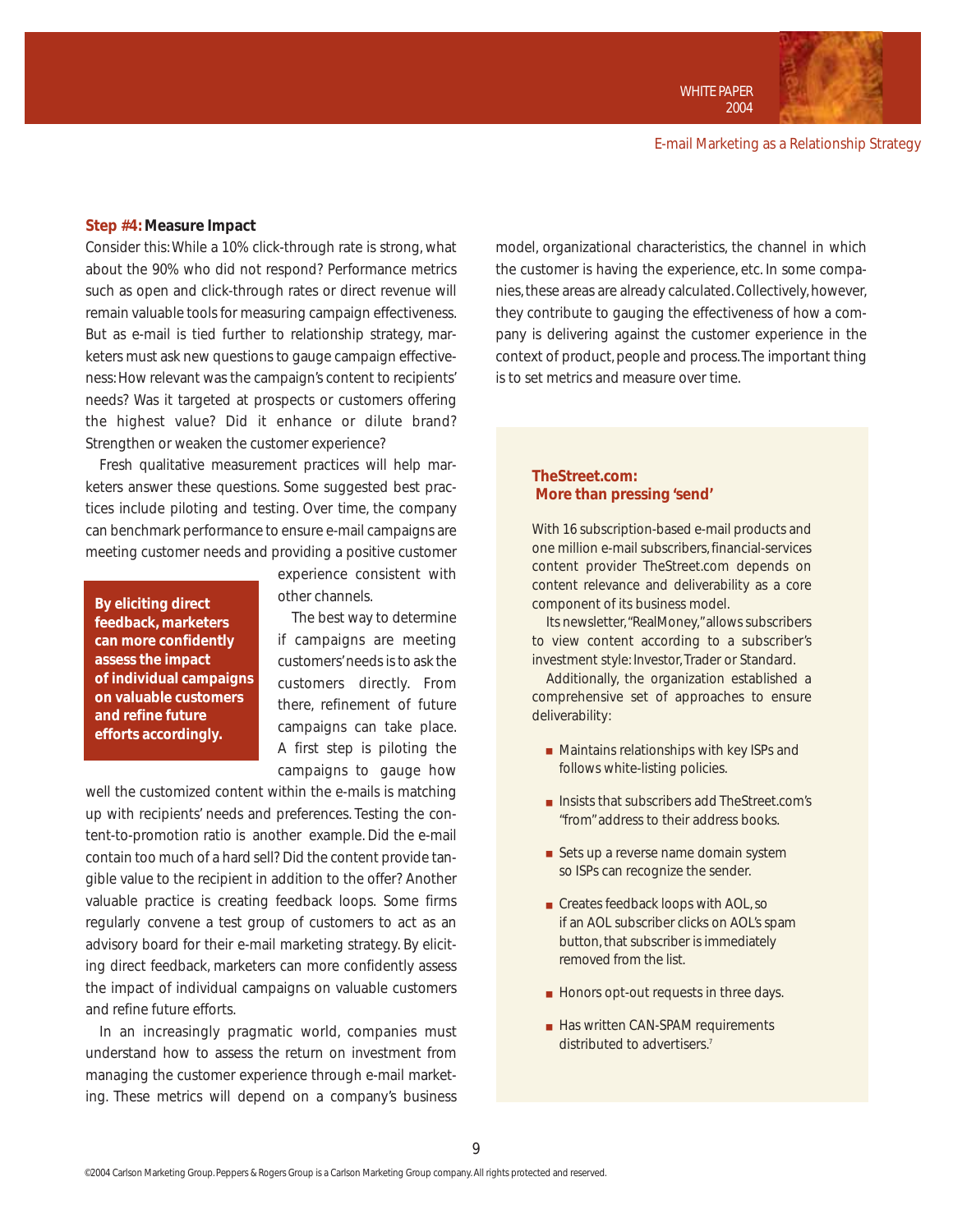### **Step #4:** Measure Impact

Consider this: While a 10% click-through rate is strong, what about the 90% who did not respond? Performance metrics such as open and click-through rates or direct revenue will remain valuable tools for measuring campaign effectiveness. But as e-mail is tied further to relationship strategy, marketers must ask new questions to gauge campaign effectiveness: How relevant was the campaign's content to recipients' needs? Was it targeted at prospects or customers offering the highest value? Did it enhance or dilute brand? Strengthen or weaken the customer experience?

Fresh qualitative measurement practices will help marketers answer these questions. Some suggested best practices include piloting and testing. Over time, the company can benchmark performance to ensure e-mail campaigns are meeting customer needs and providing a positive customer experience consistent with other channels.

> **By eliciting direct feedback, marketers can more confidently assess the impact of individual campaigns on valuable customers and refine future efforts accordingly.**

The best way to determine if campaigns are meeting customers' needs is to ask the customers directly. From there, refinement of future campaigns can take place. A first step is piloting the campaigns to gauge how well the customized content within the e-mails is matching up with recipients' needs and preferences. Testing the content-to-promotion ratio is another example. Did the e-mail contain too much of a hard sell? Did the content provide tangible value to the recipient in addition to the offer? Another valuable practice is creating feedback loops. Some firms regularly convene a test group of customers to act as an advisory board for their e-mail marketing strategy. By eliciting direct feedback, marketers can more confidently assess the impact of individual campaigns on valuable customers and refine future efforts.

In an increasingly pragmatic world, companies must understand how to assess the return on investment from managing the customer experience through e-mail marketing. These metrics will depend on a company's business model, organizational characteristics, the channel in which the customer is having the experience, etc. In some companies, these areas are already calculated. Collectively, however, they contribute to gauging the effectiveness of how a company is delivering against the customer experience in the context of product, people and process. The important thing is to set metrics and measure over time.

#### TheStreet.com: More than pressing 'send'

With 16 subscription-based e-mail products and one million e-mail subscribers, financial-services content provider TheStreet.com depends on content relevance and deliverability as a core component of its business model.

Its newsletter, "RealMoney," allows subscribers to view content according to a subscriber's investment style: Investor, Trader or Standard.

Additionally, the organization established a comprehensive set of approaches to ensure deliverability:

- Maintains relationships with key ISPs and follows white-listing policies.
- Insists that subscribers add TheStreet.com's "from" address to their address books.
- Sets up a reverse name domain system so ISPs can recognize the sender.
- Creates feedback loops with AOL, so if an AOL subscriber clicks on AOL's spam button, that subscriber is immediately removed from the list.
- Honors opt-out requests in three days.
- Has written CAN-SPAM requirements distributed to advertisers.[7]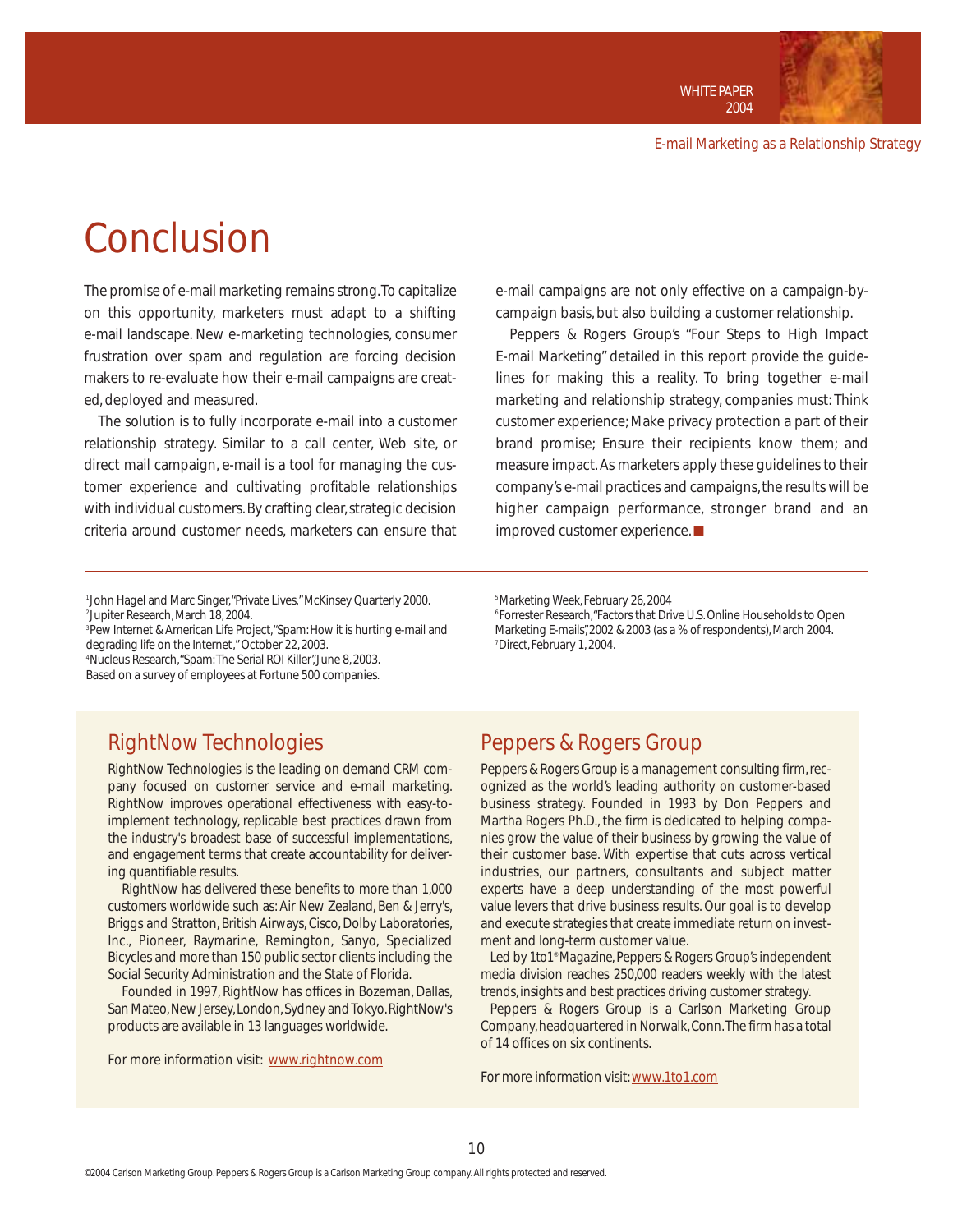# Conclusion

The promise of e-mail marketing remains strong. To capitalize on this opportunity, marketers must adapt to a shifting e-mail landscape. New e-marketing technologies, consumer frustration over spam and regulation are forcing decision makers to re-evaluate how their e-mail campaigns are created, deployed and measured.

The solution is to fully incorporate e-mail into a customer relationship strategy. Similar to a call center, Web site, or direct mail campaign, e-mail is a tool for managing the customer experience and cultivating profitable relationships with individual customers. By crafting clear, strategic decision criteria around customer needs, marketers can ensure that e-mail campaigns are not only effective on a campaign-by-campaign basis, but also building a customer relationship.

Peppers & Rogers Group's "Four Steps to High Impact E-mail Marketing" detailed in this report provide the guidelines for making this a reality. To bring together e-mail marketing and relationship strategy, companies must: Think customer experience; Make privacy protection a part of their brand promise; Ensure their recipients know them; and measure impact. As marketers apply these guidelines to their company's e-mail practices and campaigns, the results will be higher campaign performance, stronger brand and an improved customer experience. ■

---

[1] John Hagel and Marc Singer, "Private Lives," McKinsey Quarterly 2000.
[2] Jupiter Research, March 18, 2004.
[3] Pew Internet & American Life Project, "Spam: How it is hurting e-mail and degrading life on the Internet," October 22, 2003.
[4] Nucleus Research, "Spam: The Serial ROI Killer", June 8, 2003. Based on a survey of employees at Fortune 500 companies.
[5] Marketing Week, February 26, 2004
[6] Forrester Research, "Factors that Drive U.S. Online Households to Open Marketing E-mails", 2002 & 2003 (as a % of respondents), March 2004.
[7] Direct, February 1, 2004.

## RightNow Technologies

RightNow Technologies is the leading on demand CRM company focused on customer service and e-mail marketing. RightNow improves operational effectiveness with easy-to-implement technology, replicable best practices drawn from the industry's broadest base of successful implementations, and engagement terms that create accountability for delivering quantifiable results.

RightNow has delivered these benefits to more than 1,000 customers worldwide such as: Air New Zealand, Ben & Jerry's, Briggs and Stratton, British Airways, Cisco, Dolby Laboratories, Inc., Pioneer, Raymarine, Remington, Sanyo, Specialized Bicycles and more than 150 public sector clients including the Social Security Administration and the State of Florida.

Founded in 1997, RightNow has offices in Bozeman, Dallas, San Mateo, New Jersey, London, Sydney and Tokyo. RightNow's products are available in 13 languages worldwide.

For more information visit: www.rightnow.com

## Peppers & Rogers Group

Peppers & Rogers Group is a management consulting firm, recognized as the world's leading authority on customer-based business strategy. Founded in 1993 by Don Peppers and Martha Rogers Ph.D., the firm is dedicated to helping companies grow the value of their business by growing the value of their customer base. With expertise that cuts across vertical industries, our partners, consultants and subject matter experts have a deep understanding of the most powerful value levers that drive business results. Our goal is to develop and execute strategies that create immediate return on investment and long-term customer value.

Led by 1to1® Magazine, Peppers & Rogers Group's independent media division reaches 250,000 readers weekly with the latest trends, insights and best practices driving customer strategy.

Peppers & Rogers Group is a Carlson Marketing Group Company, headquartered in Norwalk, Conn. The firm has a total of 14 offices on six continents.

For more information visit: www.1to1.com

©2004 Carlson Marketing Group. Peppers & Rogers Group is a Carlson Marketing Group company. All rights protected and reserved.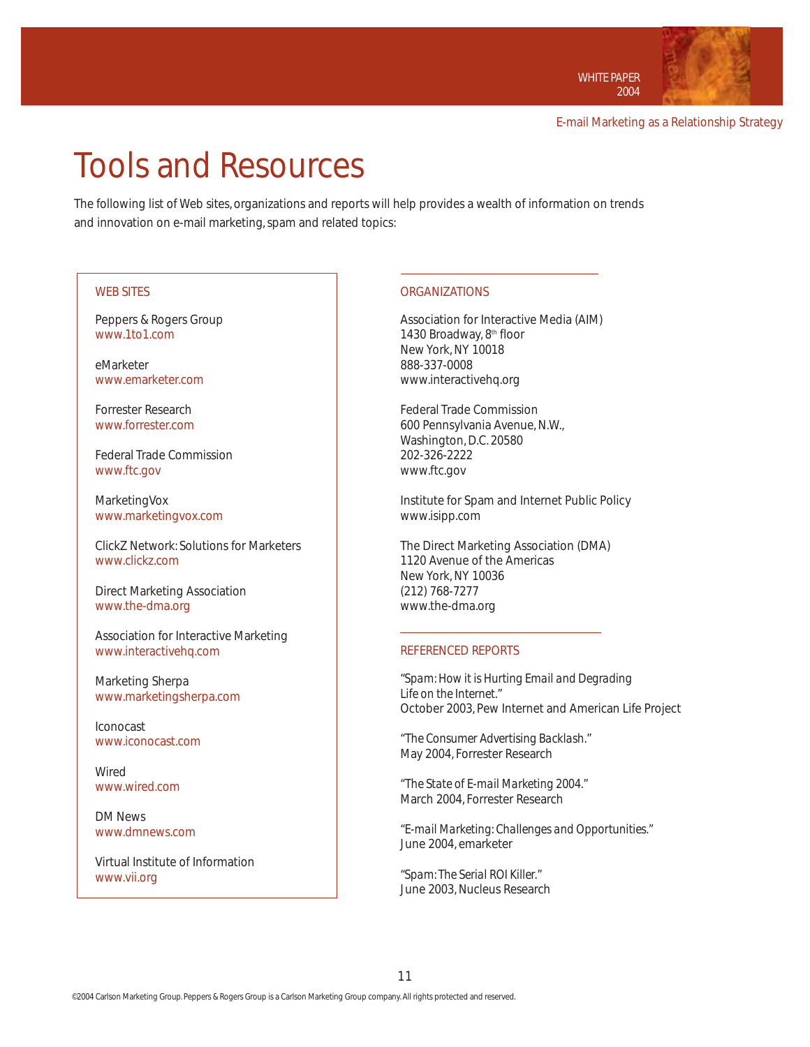# Tools and Resources

The following list of Web sites, organizations and reports will help provides a wealth of information on trends and innovation on e-mail marketing, spam and related topics:

## WEB SITES

Peppers & Rogers Group
www.1to1.com

eMarketer
www.emarketer.com

Forrester Research
www.forrester.com

Federal Trade Commission
www.ftc.gov

MarketingVox
www.marketingvox.com

ClickZ Network: Solutions for Marketers
www.clickz.com

Direct Marketing Association
www.the-dma.org

Association for Interactive Marketing
www.interactivehq.com

Marketing Sherpa
www.marketingsherpa.com

Iconocast
www.iconocast.com

Wired
www.wired.com

DM News
www.dmnews.com

Virtual Institute of Information
www.vii.org

## ORGANIZATIONS

Association for Interactive Media (AIM)
1430 Broadway, 8th floor
New York, NY 10018
888-337-0008
www.interactivehq.org

Federal Trade Commission
600 Pennsylvania Avenue, N.W.,
Washington, D.C. 20580
202-326-2222
www.ftc.gov

Institute for Spam and Internet Public Policy
www.isipp.com

The Direct Marketing Association (DMA)
1120 Avenue of the Americas
New York, NY 10036
(212) 768-7277
www.the-dma.org

## REFERENCED REPORTS

*"Spam: How it is Hurting Email and Degrading Life on the Internet."*
October 2003, Pew Internet and American Life Project

*"The Consumer Advertising Backlash."*
May 2004, Forrester Research

*"The State of E-mail Marketing 2004."*
March 2004, Forrester Research

*"E-mail Marketing: Challenges and Opportunities."*
June 2004, emarketer

*"Spam: The Serial ROI Killer."*
June 2003, Nucleus Research

©2004 Carlson Marketing Group. Peppers & Rogers Group is a Carlson Marketing Group company. All rights protected and reserved.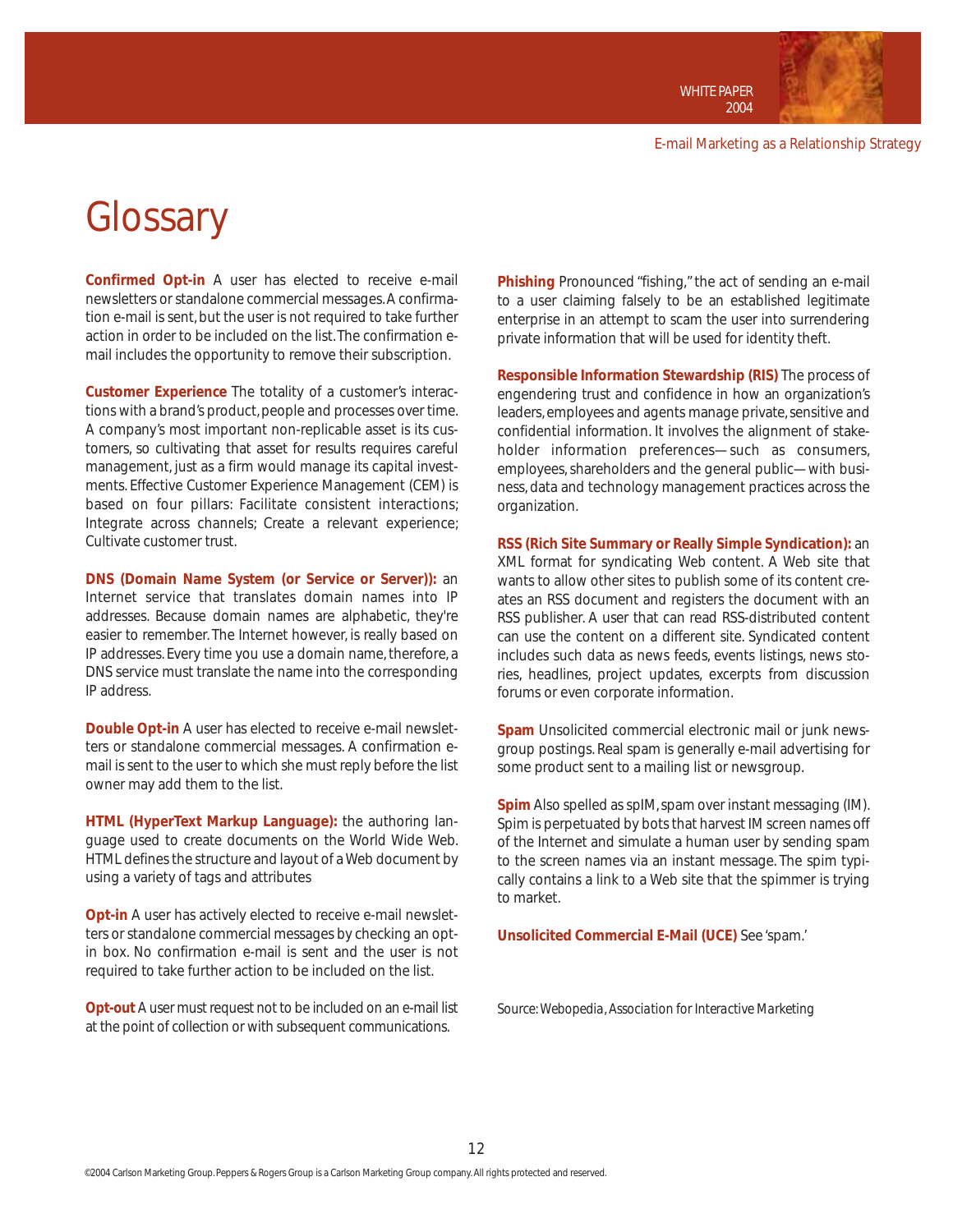# Glossary

**Confirmed Opt-in** A user has elected to receive e-mail newsletters or standalone commercial messages. A confirmation e-mail is sent, but the user is not required to take further action in order to be included on the list. The confirmation e-mail includes the opportunity to remove their subscription.

**Customer Experience** The totality of a customer's interactions with a brand's product, people and processes over time. A company's most important non-replicable asset is its customers, so cultivating that asset for results requires careful management, just as a firm would manage its capital investments. Effective Customer Experience Management (CEM) is based on four pillars: Facilitate consistent interactions; Integrate across channels; Create a relevant experience; Cultivate customer trust.

**DNS (Domain Name System (or Service or Server)):** an Internet service that translates domain names into IP addresses. Because domain names are alphabetic, they're easier to remember. The Internet however, is really based on IP addresses. Every time you use a domain name, therefore, a DNS service must translate the name into the corresponding IP address.

**Double Opt-in** A user has elected to receive e-mail newsletters or standalone commercial messages. A confirmation e-mail is sent to the user to which she must reply before the list owner may add them to the list.

**HTML (HyperText Markup Language):** the authoring language used to create documents on the World Wide Web. HTML defines the structure and layout of a Web document by using a variety of tags and attributes

**Opt-in** A user has actively elected to receive e-mail newsletters or standalone commercial messages by checking an opt-in box. No confirmation e-mail is sent and the user is not required to take further action to be included on the list.

**Opt-out** A user must request not to be included on an e-mail list at the point of collection or with subsequent communications.

**Phishing** Pronounced "fishing," the act of sending an e-mail to a user claiming falsely to be an established legitimate enterprise in an attempt to scam the user into surrendering private information that will be used for identity theft.

**Responsible Information Stewardship (RIS)** The process of engendering trust and confidence in how an organization's leaders, employees and agents manage private, sensitive and confidential information. It involves the alignment of stakeholder information preferences—such as consumers, employees, shareholders and the general public—with business, data and technology management practices across the organization.

**RSS (Rich Site Summary or Really Simple Syndication):** an XML format for syndicating Web content. A Web site that wants to allow other sites to publish some of its content creates an RSS document and registers the document with an RSS publisher. A user that can read RSS-distributed content can use the content on a different site. Syndicated content includes such data as news feeds, events listings, news stories, headlines, project updates, excerpts from discussion forums or even corporate information.

**Spam** Unsolicited commercial electronic mail or junk newsgroup postings. Real spam is generally e-mail advertising for some product sent to a mailing list or newsgroup.

**Spim** Also spelled as spIM, spam over instant messaging (IM). Spim is perpetuated by bots that harvest IM screen names off of the Internet and simulate a human user by sending spam to the screen names via an instant message. The spim typically contains a link to a Web site that the spimmer is trying to market.

**Unsolicited Commercial E-Mail (UCE)** See 'spam.'

*Source: Webopedia, Association for Interactive Marketing*

©2004 Carlson Marketing Group. Peppers & Rogers Group is a Carlson Marketing Group company. All rights protected and reserved.